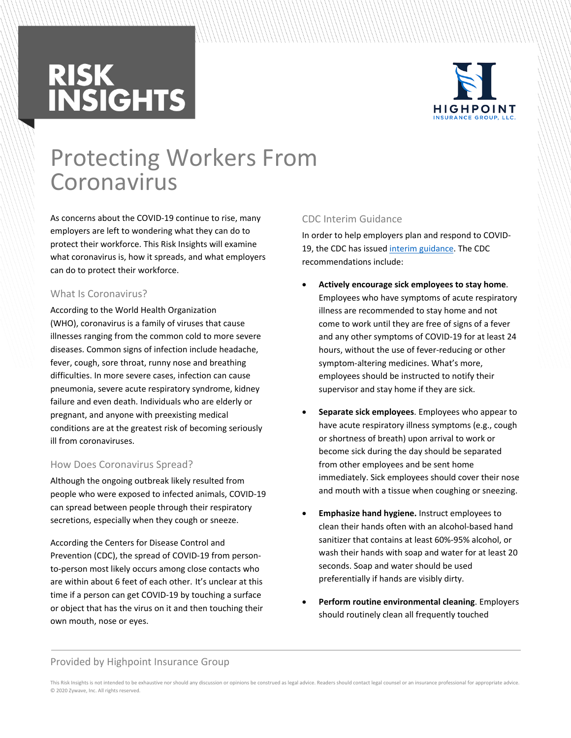RISK INSIGHTS

HIGHPOINT INSURANCE GROUP, LLC.

# Protecting Workers From Coronavirus

As concerns about the COVID-19 continue to rise, many employers are left to wondering what they can do to protect their workforce. This Risk Insights will examine what coronavirus is, how it spreads, and what employers can do to protect their workforce.

## What Is Coronavirus?

According to the World Health Organization (WHO), coronavirus is a family of viruses that cause illnesses ranging from the common cold to more severe diseases. Common signs of infection include headache, fever, cough, sore throat, runny nose and breathing difficulties. In more severe cases, infection can cause pneumonia, severe acute respiratory syndrome, kidney failure and even death. Individuals who are elderly or pregnant, and anyone with preexisting medical conditions are at the greatest risk of becoming seriously ill from coronaviruses.

## How Does Coronavirus Spread?

Although the ongoing outbreak likely resulted from people who were exposed to infected animals, COVID-19 can spread between people through their respiratory secretions, especially when they cough or sneeze.

According the Centers for Disease Control and Prevention (CDC), the spread of COVID-19 from person-to-person most likely occurs among close contacts who are within about 6 feet of each other. It's unclear at this time if a person can get COVID-19 by touching a surface or object that has the virus on it and then touching their own mouth, nose or eyes.

## CDC Interim Guidance

In order to help employers plan and respond to COVID-19, the CDC has issued interim guidance. The CDC recommendations include:

- **Actively encourage sick employees to stay home**. Employees who have symptoms of acute respiratory illness are recommended to stay home and not come to work until they are free of signs of a fever and any other symptoms of COVID-19 for at least 24 hours, without the use of fever-reducing or other symptom-altering medicines. What's more, employees should be instructed to notify their supervisor and stay home if they are sick.
- **Separate sick employees**. Employees who appear to have acute respiratory illness symptoms (e.g., cough or shortness of breath) upon arrival to work or become sick during the day should be separated from other employees and be sent home immediately. Sick employees should cover their nose and mouth with a tissue when coughing or sneezing.
- **Emphasize hand hygiene.** Instruct employees to clean their hands often with an alcohol-based hand sanitizer that contains at least 60%-95% alcohol, or wash their hands with soap and water for at least 20 seconds. Soap and water should be used preferentially if hands are visibly dirty.
- **Perform routine environmental cleaning**. Employers should routinely clean all frequently touched

Provided by Highpoint Insurance Group

This Risk Insights is not intended to be exhaustive nor should any discussion or opinions be construed as legal advice. Readers should contact legal counsel or an insurance professional for appropriate advice. © 2020 Zywave, Inc. All rights reserved.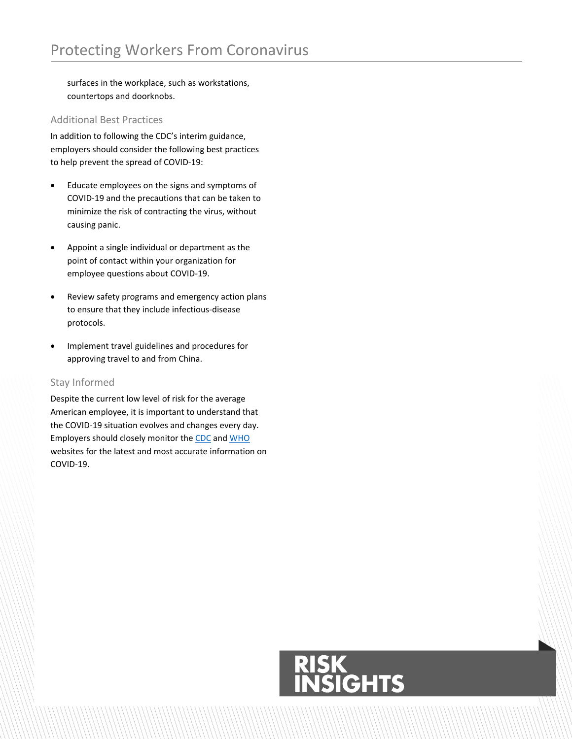surfaces in the workplace, such as workstations, countertops and doorknobs.

### Additional Best Practices

In addition to following the CDC's interim guidance, employers should consider the following best practices to help prevent the spread of COVID-19:

- Educate employees on the signs and symptoms of COVID-19 and the precautions that can be taken to minimize the risk of contracting the virus, without causing panic.
- Appoint a single individual or department as the point of contact within your organization for employee questions about COVID-19.
- Review safety programs and emergency action plans to ensure that they include infectious-disease protocols.
- Implement travel guidelines and procedures for approving travel to and from China.

### Stay Informed

Despite the current low level of risk for the average American employee, it is important to understand that the COVID-19 situation evolves and changes every day. Employers should closely monitor the CDC and WHO websites for the latest and most accurate information on COVID-19.

RISK INSIGHTS